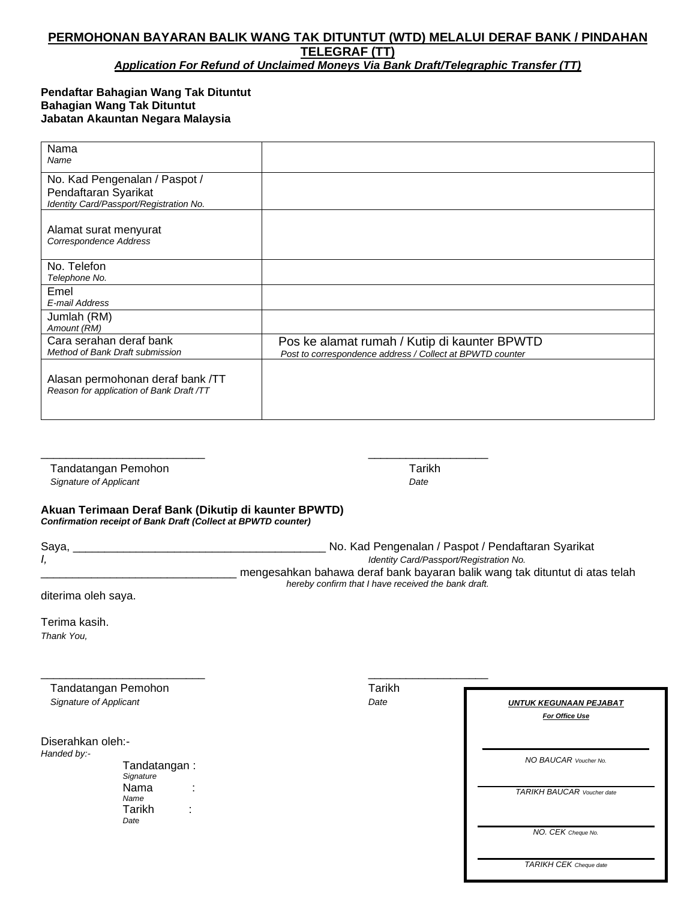# PERMOHONAN BAYARAN BALIK WANG TAK DITUNTUT (WTD) MELALUI DERAF BANK / PINDAHAN TELEGRAF (TT)

***Application For Refund of Unclaimed Moneys Via Bank Draft/Telegraphic Transfer (TT)***

**Pendaftar Bahagian Wang Tak Dituntut**
**Bahagian Wang Tak Dituntut**
**Jabatan Akauntan Negara Malaysia**

| | |
|---|---|
| Nama<br>*Name* | |
| No. Kad Pengenalan / Paspot / Pendaftaran Syarikat<br>*Identity Card/Passport/Registration No.* | |
| Alamat surat menyurat<br>*Correspondence Address* | |
| No. Telefon<br>*Telephone No.* | |
| Emel<br>*E-mail Address* | |
| Jumlah (RM)<br>*Amount (RM)* | |
| Cara serahan deraf bank<br>*Method of Bank Draft submission* | Pos ke alamat rumah / Kutip di kaunter BPWTD<br>*Post to correspondence address / Collect at BPWTD counter* |
| Alasan permohonan deraf bank /TT<br>*Reason for application of Bank Draft /TT* | |

_________________________ ___________________

Tandatangan Pemohon — Tarikh
*Signature of Applicant* — *Date*

**Akuan Terimaan Deraf Bank (Dikutip di kaunter BPWTD)**
***Confirmation receipt of Bank Draft (Collect at BPWTD counter)***

Saya, ________________________________________ No. Kad Pengenalan / Paspot / Pendaftaran Syarikat
*I,* *Identity Card/Passport/Registration No.*
______________________________ mengesahkan bahawa deraf bank bayaran balik wang tak dituntut di atas telah diterima oleh saya.
*hereby confirm that I have received the bank draft.*

Terima kasih.
*Thank You,*

_________________________ ___________________

Tandatangan Pemohon — Tarikh
*Signature of Applicant* — *Date*

Diserahkan oleh:-
*Handed by:-*

Tandatangan :
*Signature*
Nama :
*Name*
Tarikh :
*Date*

**UNTUK KEGUNAAN PEJABAT**
**For Office Use**

NO BAUCAR *Voucher No.*

TARIKH BAUCAR *Voucher date*

NO. CEK *Cheque No.*

TARIKH CEK *Cheque date*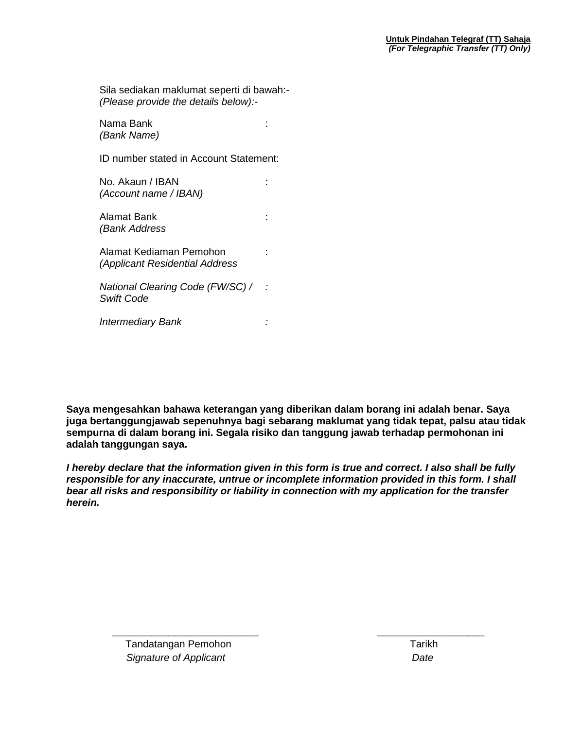**Untuk Pindahan Telegraf (TT) Sahaja**
***(For Telegraphic Transfer (TT) Only)***

Sila sediakan maklumat seperti di bawah:-
*(Please provide the details below):-*

Nama Bank :
*(Bank Name)*

ID number stated in Account Statement:

No. Akaun / IBAN :
*(Account name / IBAN)*

Alamat Bank :
*(Bank Address*

Alamat Kediaman Pemohon :
*(Applicant Residential Address*

*National Clearing Code (FW/SC) / Swift Code :*

*Intermediary Bank :*

**Saya mengesahkan bahawa keterangan yang diberikan dalam borang ini adalah benar. Saya juga bertanggungjawab sepenuhnya bagi sebarang maklumat yang tidak tepat, palsu atau tidak sempurna di dalam borang ini. Segala risiko dan tanggung jawab terhadap permohonan ini adalah tanggungan saya.**

***I hereby declare that the information given in this form is true and correct. I also shall be fully responsible for any inaccurate, untrue or incomplete information provided in this form. I shall bear all risks and responsibility or liability in connection with my application for the transfer herein.***

\_\_\_\_\_\_\_\_\_\_\_\_\_\_\_\_\_\_\_\_\_\_\_\_\_\_
Tandatangan Pemohon
*Signature of Applicant*

\_\_\_\_\_\_\_\_\_\_\_\_\_\_\_\_\_\_\_
Tarikh
*Date*